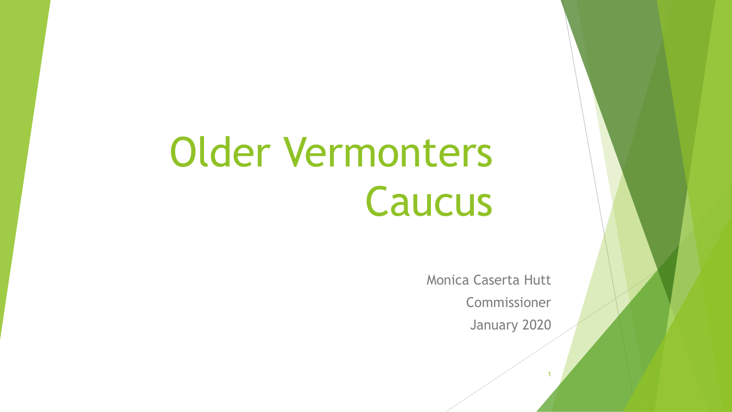# Older Vermonters Caucus

Monica Caserta Hutt

Commissioner

January 2020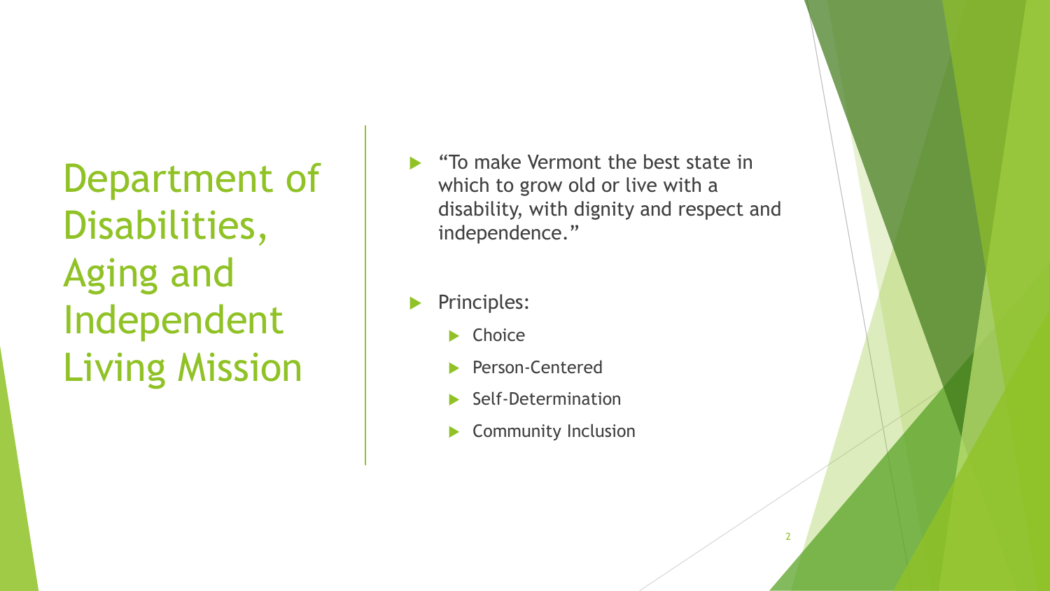# Department of Disabilities, Aging and Independent Living Mission

- "To make Vermont the best state in which to grow old or live with a disability, with dignity and respect and independence."
- Principles:
  - Choice
  - Person-Centered
  - Self-Determination
  - Community Inclusion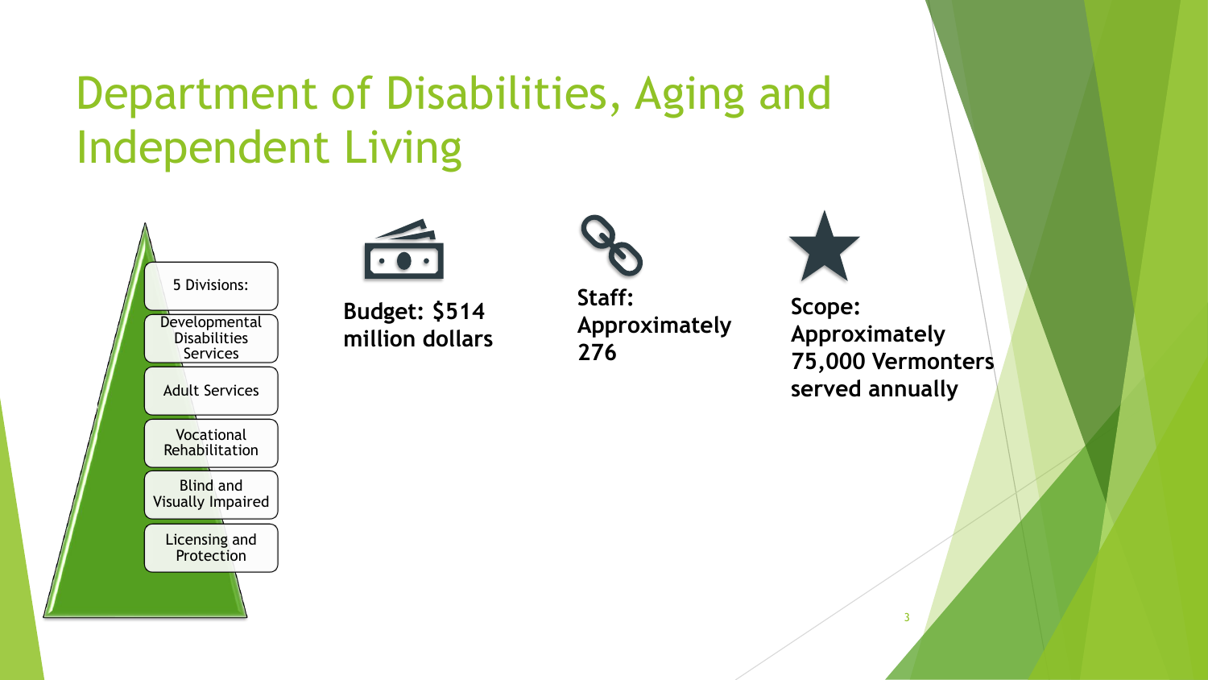# Department of Disabilities, Aging and Independent Living

5 Divisions:

- Developmental Disabilities Services
- Adult Services
- Vocational Rehabilitation
- Blind and Visually Impaired
- Licensing and Protection

**Budget: $514 million dollars**

**Staff: Approximately 276**

**Scope: Approximately 75,000 Vermonters served annually**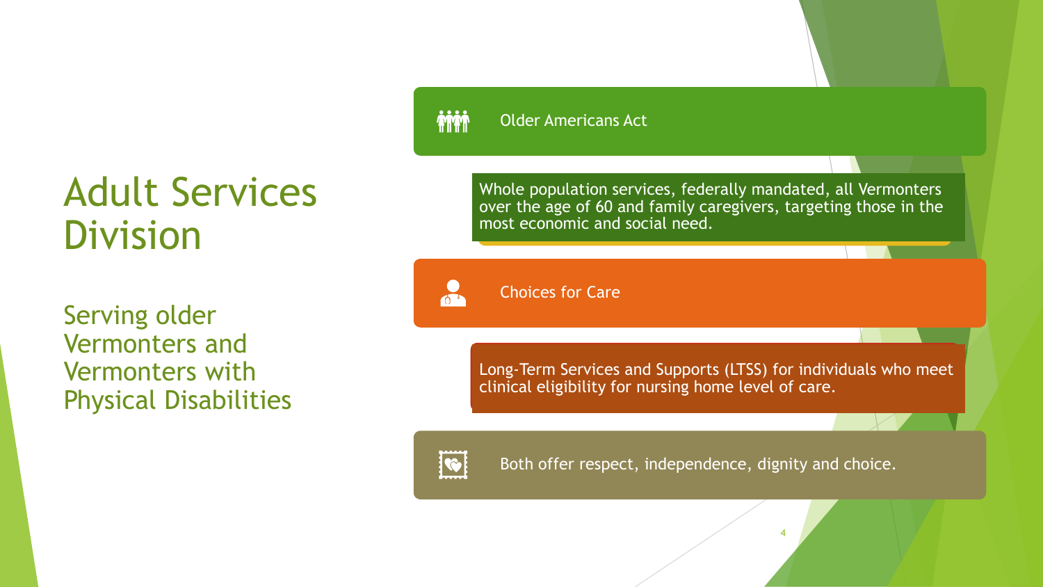# Adult Services Division

## Serving older Vermonters and Vermonters with Physical Disabilities

**Older Americans Act**

Whole population services, federally mandated, all Vermonters over the age of 60 and family caregivers, targeting those in the most economic and social need.

**Choices for Care**

Long-Term Services and Supports (LTSS) for individuals who meet clinical eligibility for nursing home level of care.

**Both offer respect, independence, dignity and choice.**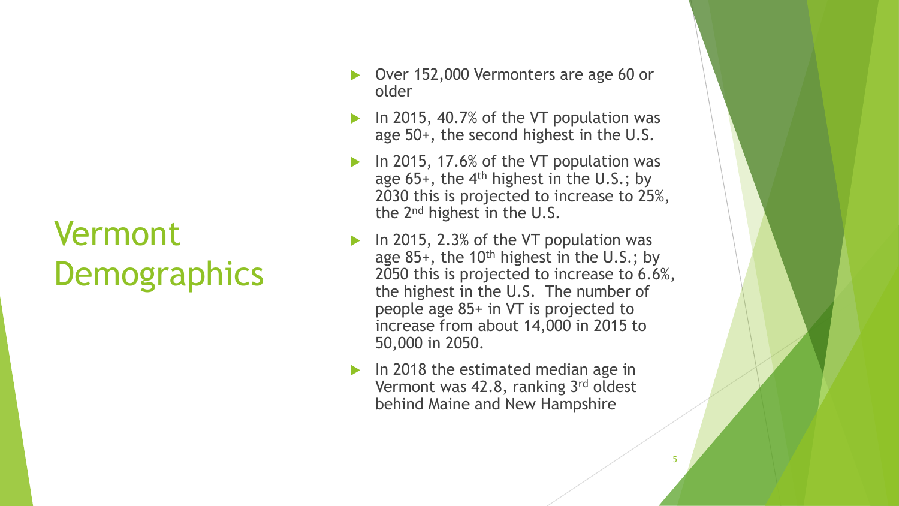# Vermont Demographics

- Over 152,000 Vermonters are age 60 or older
- In 2015, 40.7% of the VT population was age 50+, the second highest in the U.S.
- In 2015, 17.6% of the VT population was age 65+, the 4th highest in the U.S.; by 2030 this is projected to increase to 25%, the 2nd highest in the U.S.
- In 2015, 2.3% of the VT population was age 85+, the 10th highest in the U.S.; by 2050 this is projected to increase to 6.6%, the highest in the U.S. The number of people age 85+ in VT is projected to increase from about 14,000 in 2015 to 50,000 in 2050.
- In 2018 the estimated median age in Vermont was 42.8, ranking 3rd oldest behind Maine and New Hampshire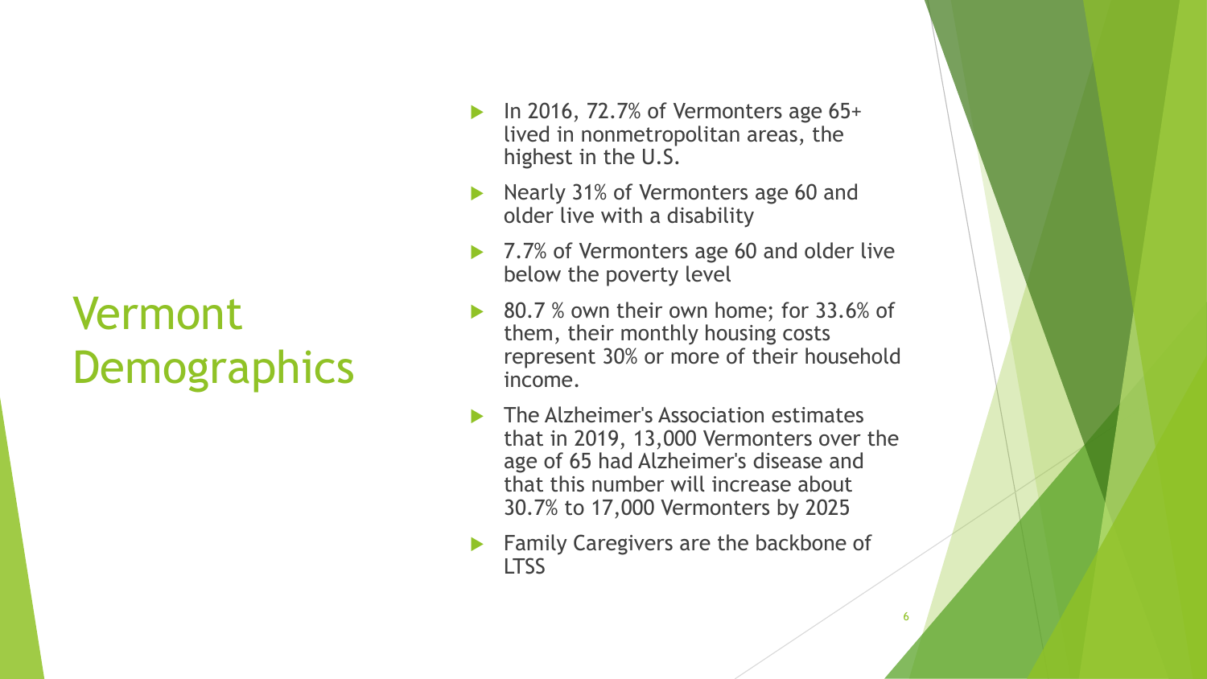# Vermont Demographics

- In 2016, 72.7% of Vermonters age 65+ lived in nonmetropolitan areas, the highest in the U.S.
- Nearly 31% of Vermonters age 60 and older live with a disability
- 7.7% of Vermonters age 60 and older live below the poverty level
- 80.7 % own their own home; for 33.6% of them, their monthly housing costs represent 30% or more of their household income.
- The Alzheimer's Association estimates that in 2019, 13,000 Vermonters over the age of 65 had Alzheimer's disease and that this number will increase about 30.7% to 17,000 Vermonters by 2025
- Family Caregivers are the backbone of LTSS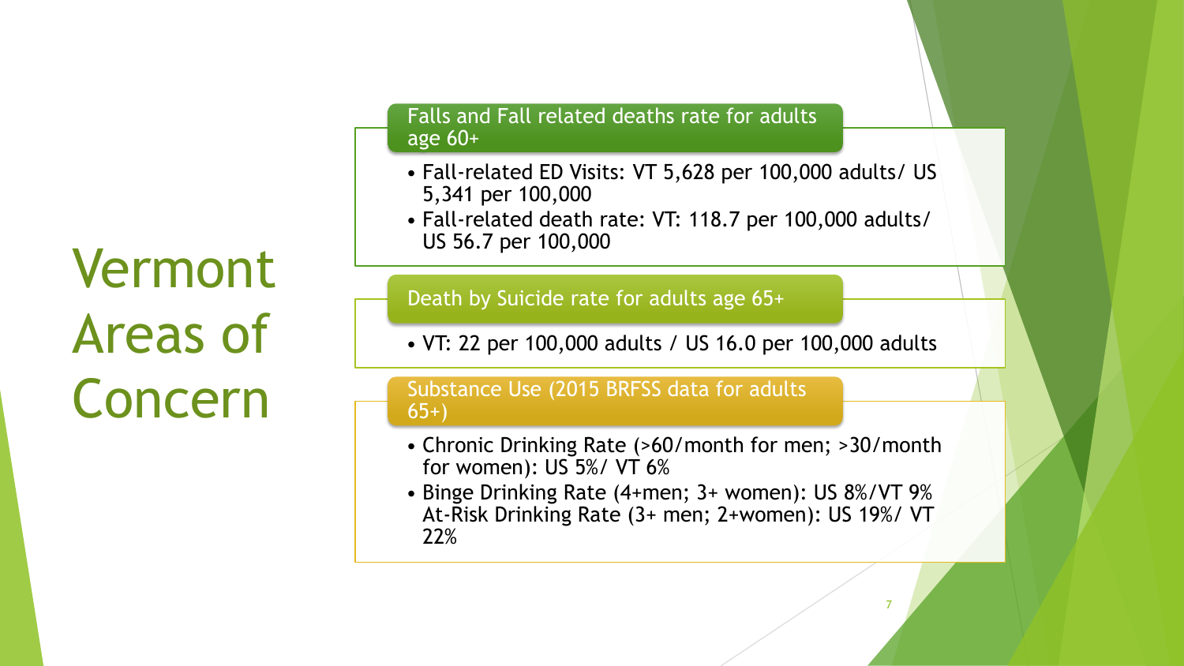# Vermont Areas of Concern

## Falls and Fall related deaths rate for adults age 60+

- Fall-related ED Visits: VT 5,628 per 100,000 adults/ US 5,341 per 100,000
- Fall-related death rate: VT: 118.7 per 100,000 adults/ US 56.7 per 100,000

## Death by Suicide rate for adults age 65+

- VT: 22 per 100,000 adults / US 16.0 per 100,000 adults

## Substance Use (2015 BRFSS data for adults 65+)

- Chronic Drinking Rate (>60/month for men; >30/month for women): US 5%/ VT 6%
- Binge Drinking Rate (4+men; 3+ women): US 8%/VT 9% At-Risk Drinking Rate (3+ men; 2+women): US 19%/ VT 22%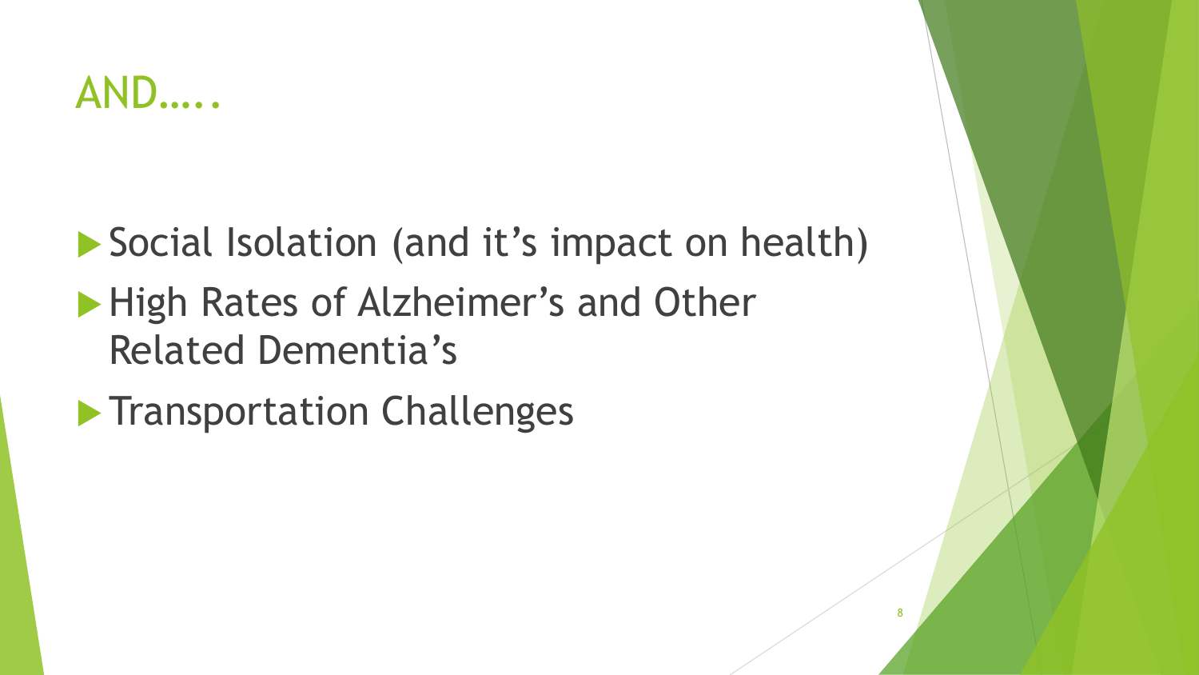# AND…..

- Social Isolation (and it's impact on health)
- High Rates of Alzheimer's and Other Related Dementia's
- Transportation Challenges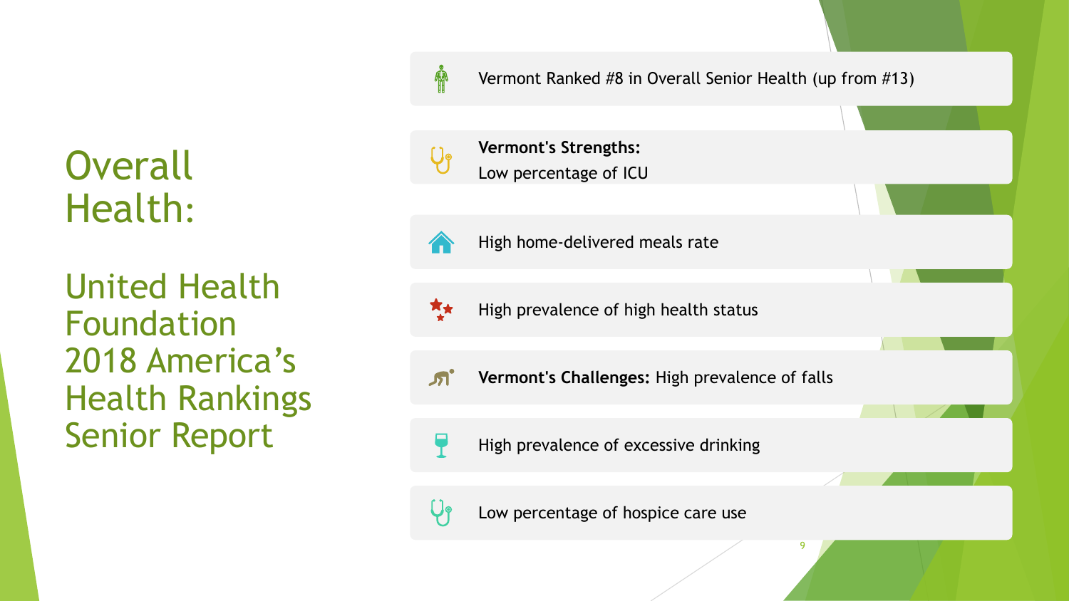# Overall Health:

## United Health Foundation 2018 America's Health Rankings Senior Report

- Vermont Ranked #8 in Overall Senior Health (up from #13)
- **Vermont's Strengths:**
  Low percentage of ICU
- High home-delivered meals rate
- High prevalence of high health status
- **Vermont's Challenges:** High prevalence of falls
- High prevalence of excessive drinking
- Low percentage of hospice care use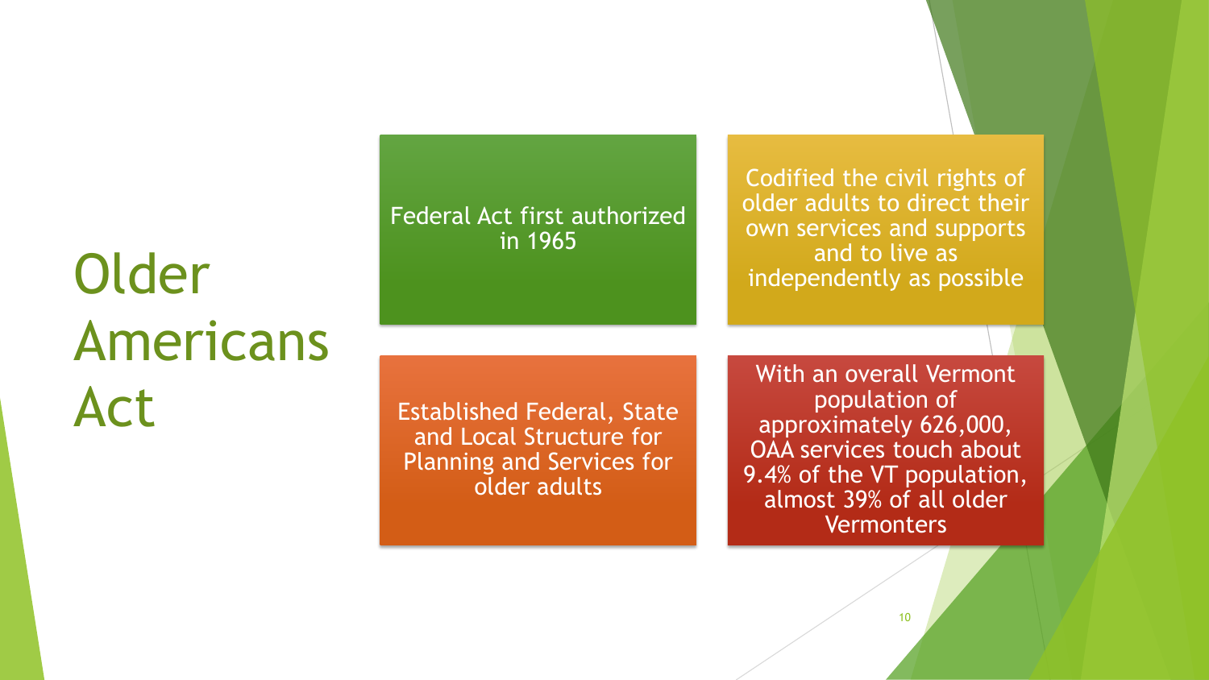# Older Americans Act

- Federal Act first authorized in 1965
- Codified the civil rights of older adults to direct their own services and supports and to live as independently as possible
- Established Federal, State and Local Structure for Planning and Services for older adults
- With an overall Vermont population of approximately 626,000, OAA services touch about 9.4% of the VT population, almost 39% of all older Vermonters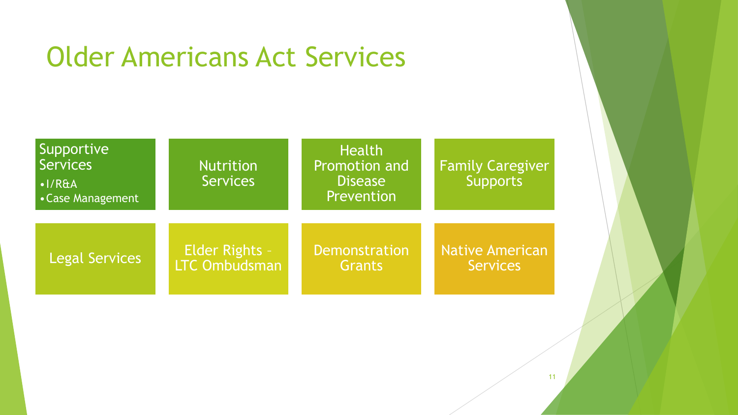# Older Americans Act Services

- Supportive Services
  - I/R&A
  - Case Management
- Nutrition Services
- Health Promotion and Disease Prevention
- Family Caregiver Supports
- Legal Services
- Elder Rights – LTC Ombudsman
- Demonstration Grants
- Native American Services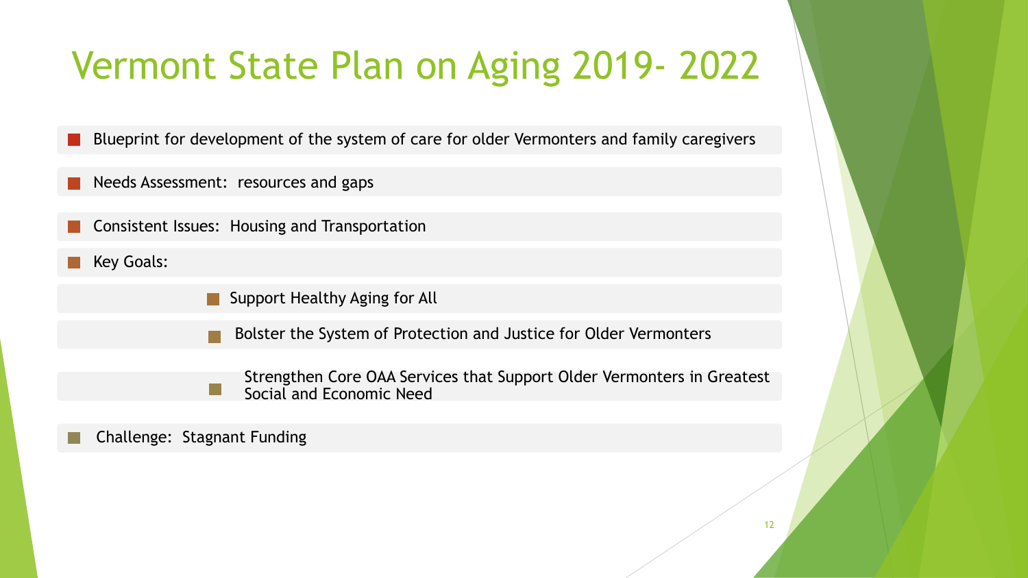# Vermont State Plan on Aging 2019- 2022

- Blueprint for development of the system of care for older Vermonters and family caregivers
- Needs Assessment: resources and gaps
- Consistent Issues: Housing and Transportation
- Key Goals:
  - Support Healthy Aging for All
  - Bolster the System of Protection and Justice for Older Vermonters
  - Strengthen Core OAA Services that Support Older Vermonters in Greatest Social and Economic Need
- Challenge: Stagnant Funding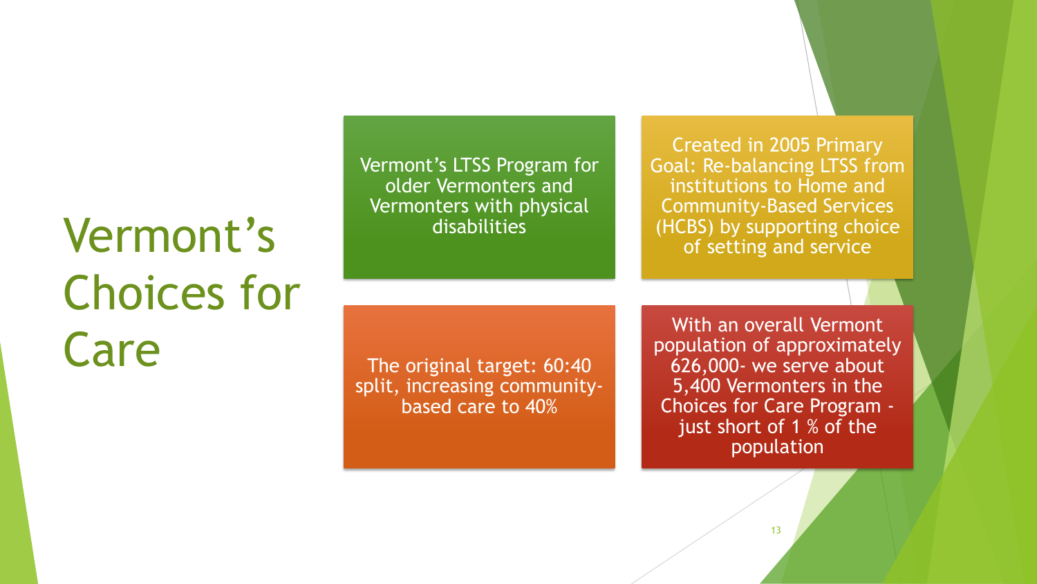# Vermont's Choices for Care

Vermont's LTSS Program for older Vermonters and Vermonters with physical disabilities

Created in 2005 Primary Goal: Re-balancing LTSS from institutions to Home and Community-Based Services (HCBS) by supporting choice of setting and service

The original target: 60:40 split, increasing community-based care to 40%

With an overall Vermont population of approximately 626,000- we serve about 5,400 Vermonters in the Choices for Care Program - just short of 1 % of the population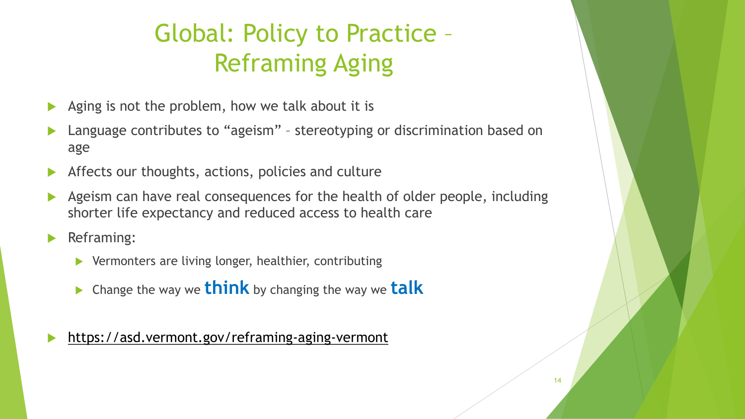# Global: Policy to Practice – Reframing Aging

- Aging is not the problem, how we talk about it is
- Language contributes to "ageism" – stereotyping or discrimination based on age
- Affects our thoughts, actions, policies and culture
- Ageism can have real consequences for the health of older people, including shorter life expectancy and reduced access to health care
- Reframing:
  - Vermonters are living longer, healthier, contributing
  - Change the way we **think** by changing the way we **talk**
- https://asd.vermont.gov/reframing-aging-vermont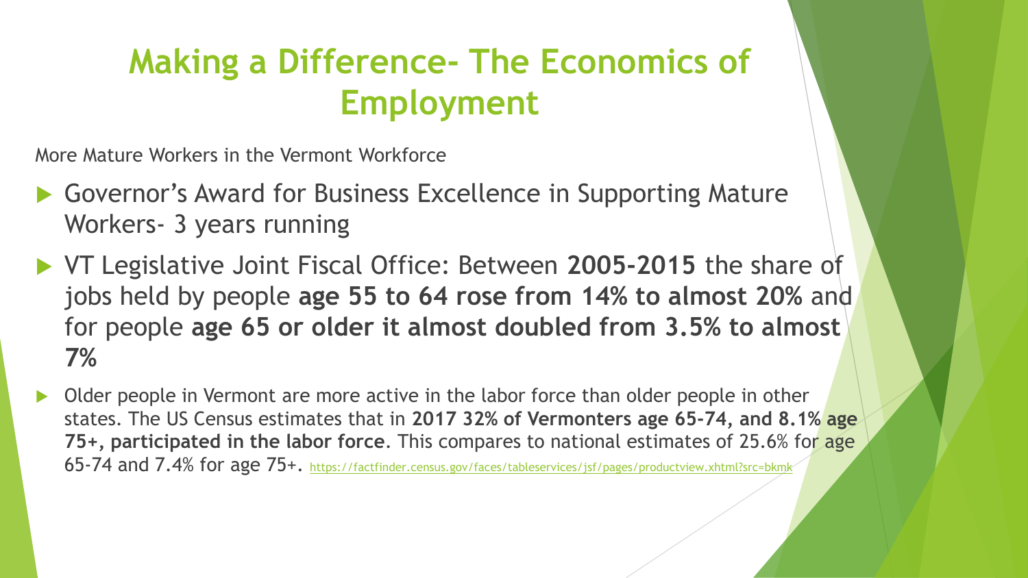# Making a Difference- The Economics of Employment

More Mature Workers in the Vermont Workforce

- Governor's Award for Business Excellence in Supporting Mature Workers- 3 years running
- VT Legislative Joint Fiscal Office: Between **2005-2015** the share of jobs held by people **age 55 to 64 rose from 14% to almost 20%** and for people **age 65 or older it almost doubled from 3.5% to almost 7%**
- Older people in Vermont are more active in the labor force than older people in other states. The US Census estimates that in **2017 32% of Vermonters age 65-74, and 8.1% age 75+, participated in the labor force**. This compares to national estimates of 25.6% for age 65-74 and 7.4% for age 75+. https://factfinder.census.gov/faces/tableservices/jsf/pages/productview.xhtml?src=bkmk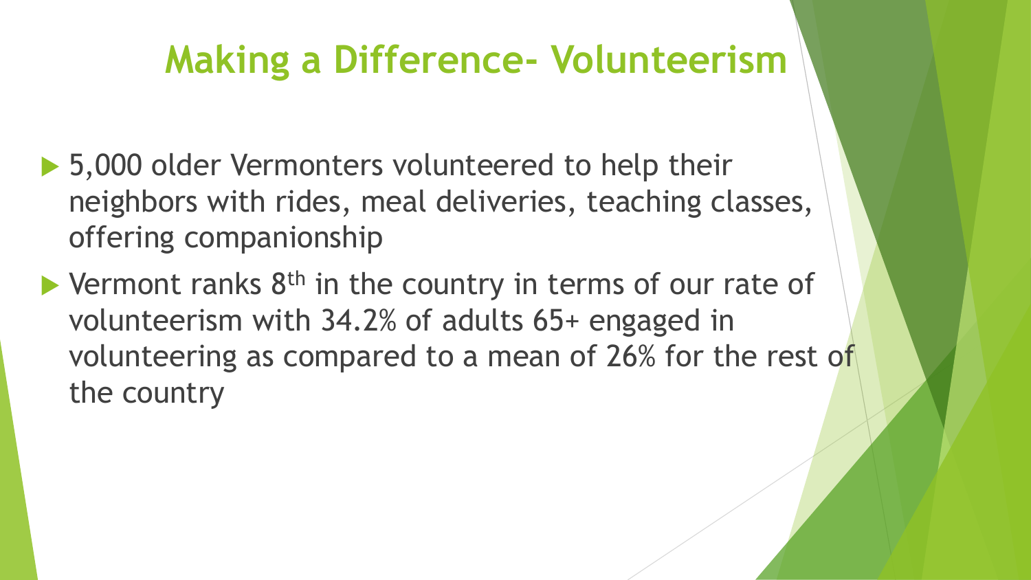# Making a Difference- Volunteerism

- 5,000 older Vermonters volunteered to help their neighbors with rides, meal deliveries, teaching classes, offering companionship
- Vermont ranks 8th in the country in terms of our rate of volunteerism with 34.2% of adults 65+ engaged in volunteering as compared to a mean of 26% for the rest of the country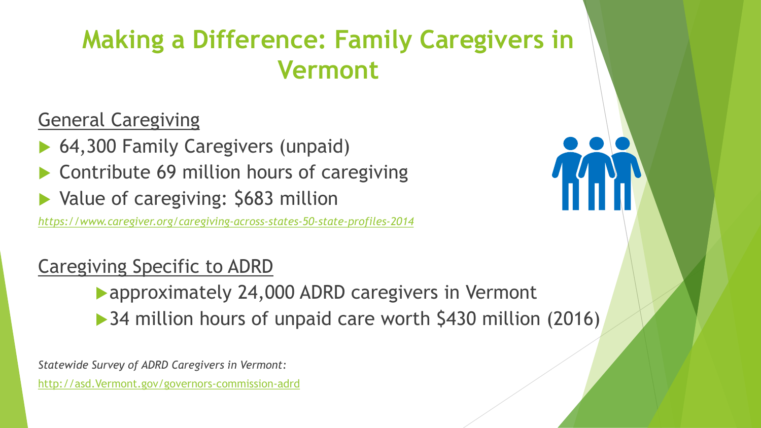# Making a Difference: Family Caregivers in Vermont

General Caregiving

- 64,300 Family Caregivers (unpaid)
- Contribute 69 million hours of caregiving
- Value of caregiving: $683 million

*https://www.caregiver.org/caregiving-across-states-50-state-profiles-2014*

Caregiving Specific to ADRD

- approximately 24,000 ADRD caregivers in Vermont
- 34 million hours of unpaid care worth $430 million (2016)

*Statewide Survey of ADRD Caregivers in Vermont:*

http://asd.Vermont.gov/governors-commission-adrd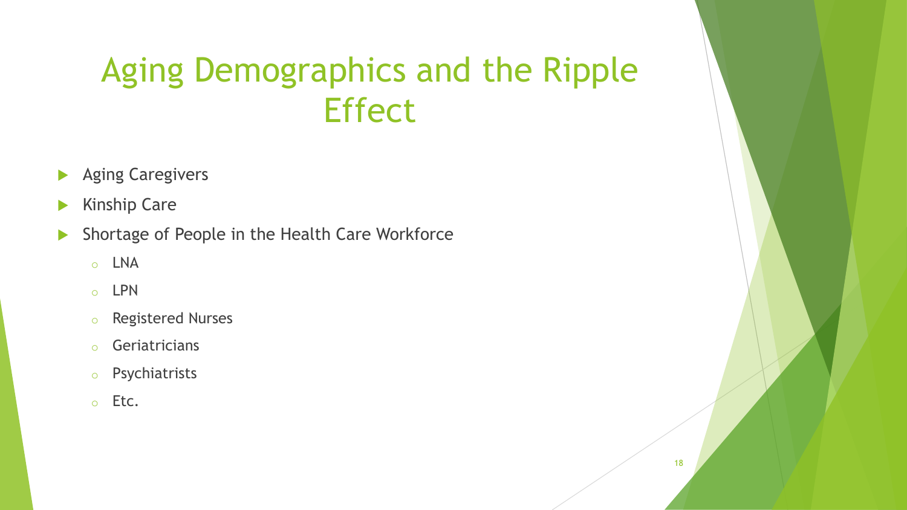# Aging Demographics and the Ripple Effect

- Aging Caregivers
- Kinship Care
- Shortage of People in the Health Care Workforce
  - LNA
  - LPN
  - Registered Nurses
  - Geriatricians
  - Psychiatrists
  - Etc.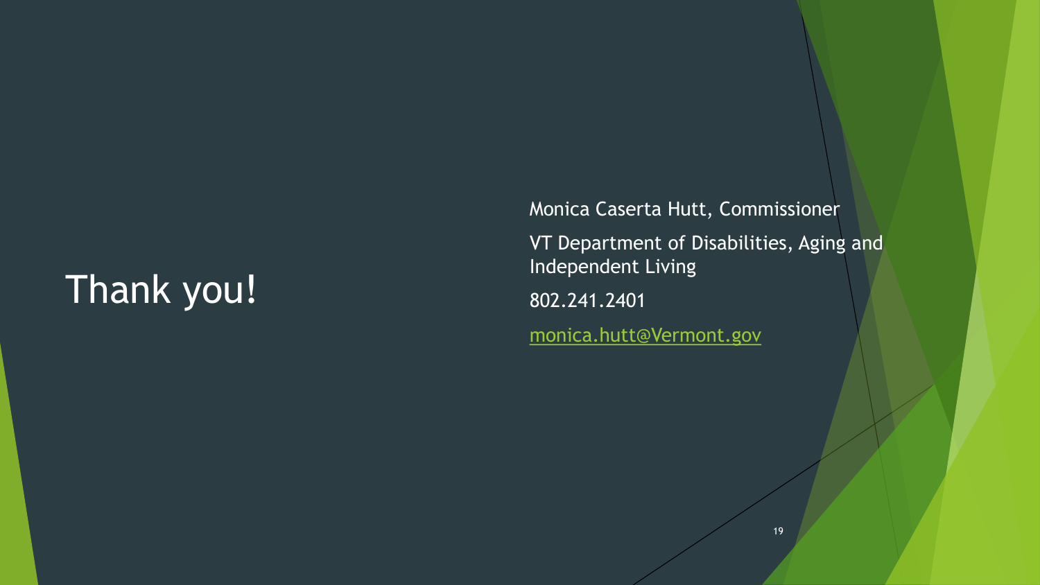# Thank you!

Monica Caserta Hutt, Commissioner

VT Department of Disabilities, Aging and Independent Living

802.241.2401

monica.hutt@Vermont.gov